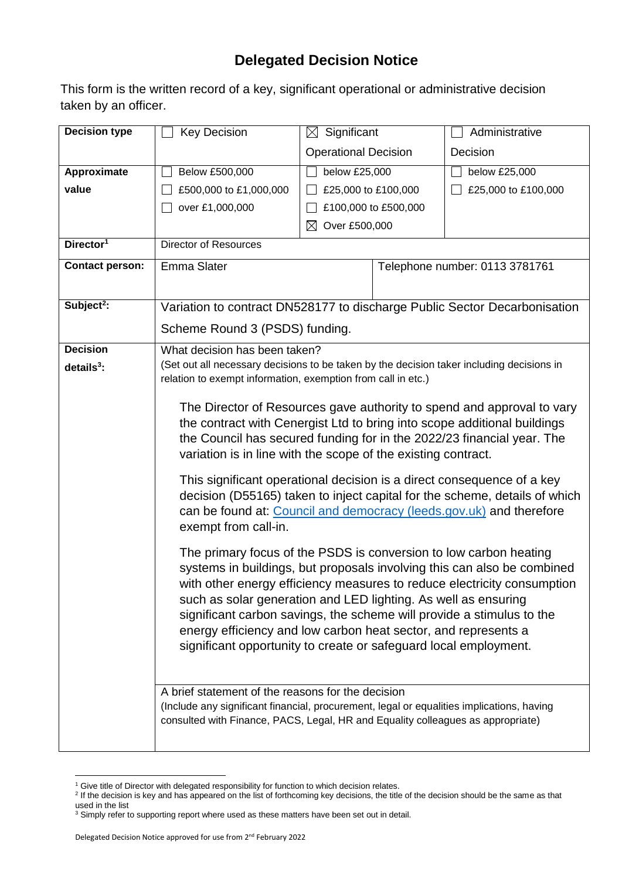# Delegated Decision Notice

This form is the written record of a key, significant operational or administrative decision taken by an officer.

| **Decision type** | ☐ Key Decision | ☒ Significant Operational Decision | ☐ Administrative Decision |
|---|---|---|---|
| **Approximate value** | ☐ Below £500,000<br>☐ £500,000 to £1,000,000<br>☐ over £1,000,000 | ☐ below £25,000<br>☐ £25,000 to £100,000<br>☐ £100,000 to £500,000<br>☒ Over £500,000 | ☐ below £25,000<br>☐ £25,000 to £100,000 |
| **Director**[1] | Director of Resources | | |
| **Contact person:** | Emma Slater | Telephone number: 0113 3781761 | |
| **Subject**[2]**:** | Variation to contract DN528177 to discharge Public Sector Decarbonisation Scheme Round 3 (PSDS) funding. | | |
| **Decision details**[3]**:** | What decision has been taken?<br>(Set out all necessary decisions to be taken by the decision taker including decisions in relation to exempt information, exemption from call in etc.)<br><br>The Director of Resources gave authority to spend and approval to vary the contract with Cenergist Ltd to bring into scope additional buildings the Council has secured funding for in the 2022/23 financial year. The variation is in line with the scope of the existing contract.<br><br>This significant operational decision is a direct consequence of a key decision (D55165) taken to inject capital for the scheme, details of which can be found at: [Council and democracy (leeds.gov.uk)](Council and democracy (leeds.gov.uk)) and therefore exempt from call-in.<br><br>The primary focus of the PSDS is conversion to low carbon heating systems in buildings, but proposals involving this can also be combined with other energy efficiency measures to reduce electricity consumption such as solar generation and LED lighting. As well as ensuring significant carbon savings, the scheme will provide a stimulus to the energy efficiency and low carbon heat sector, and represents a significant opportunity to create or safeguard local employment. | | |
| | A brief statement of the reasons for the decision<br>(Include any significant financial, procurement, legal or equalities implications, having consulted with Finance, PACS, Legal, HR and Equality colleagues as appropriate) | | |

[1] Give title of Director with delegated responsibility for function to which decision relates.
[2] If the decision is key and has appeared on the list of forthcoming key decisions, the title of the decision should be the same as that used in the list
[3] Simply refer to supporting report where used as these matters have been set out in detail.

Delegated Decision Notice approved for use from 2nd February 2022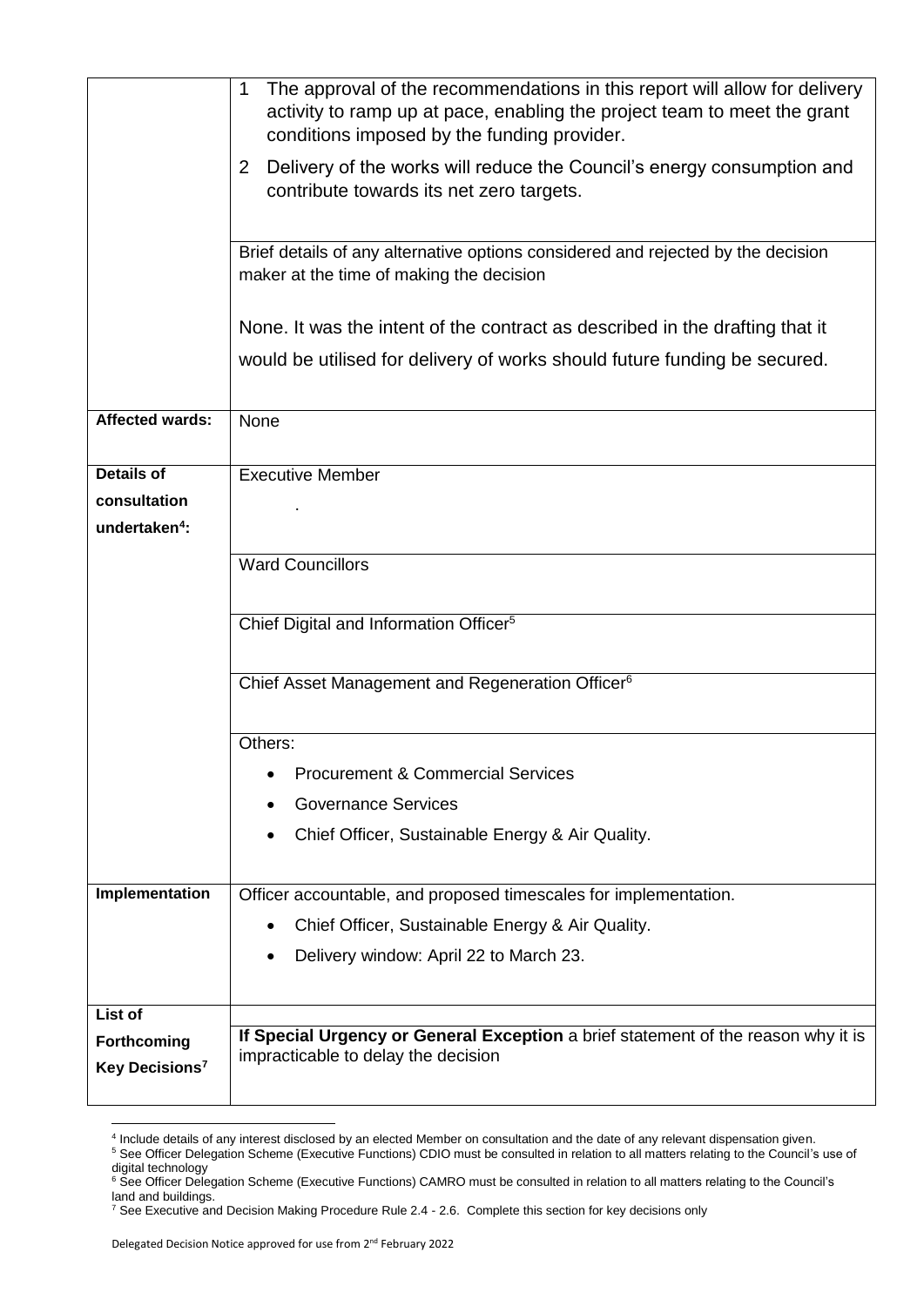| | |
|---|---|
| | 1 The approval of the recommendations in this report will allow for delivery activity to ramp up at pace, enabling the project team to meet the grant conditions imposed by the funding provider.<br><br>2 Delivery of the works will reduce the Council's energy consumption and contribute towards its net zero targets. |
| | Brief details of any alternative options considered and rejected by the decision maker at the time of making the decision<br><br>None. It was the intent of the contract as described in the drafting that it would be utilised for delivery of works should future funding be secured. |
| **Affected wards:** | None |
| **Details of consultation undertaken[4]:** | Executive Member<br><br>. |
| | Ward Councillors |
| | Chief Digital and Information Officer[5] |
| | Chief Asset Management and Regeneration Officer[6] |
| | Others:<br>• Procurement & Commercial Services<br>• Governance Services<br>• Chief Officer, Sustainable Energy & Air Quality. |
| **Implementation** | Officer accountable, and proposed timescales for implementation.<br>• Chief Officer, Sustainable Energy & Air Quality.<br>• Delivery window: April 22 to March 23. |
| **List of Forthcoming Key Decisions[7]** | |
| | **If Special Urgency or General Exception** a brief statement of the reason why it is impracticable to delay the decision |

[4] Include details of any interest disclosed by an elected Member on consultation and the date of any relevant dispensation given.

[5] See Officer Delegation Scheme (Executive Functions) CDIO must be consulted in relation to all matters relating to the Council's use of digital technology

[6] See Officer Delegation Scheme (Executive Functions) CAMRO must be consulted in relation to all matters relating to the Council's land and buildings.

[7] See Executive and Decision Making Procedure Rule 2.4 - 2.6. Complete this section for key decisions only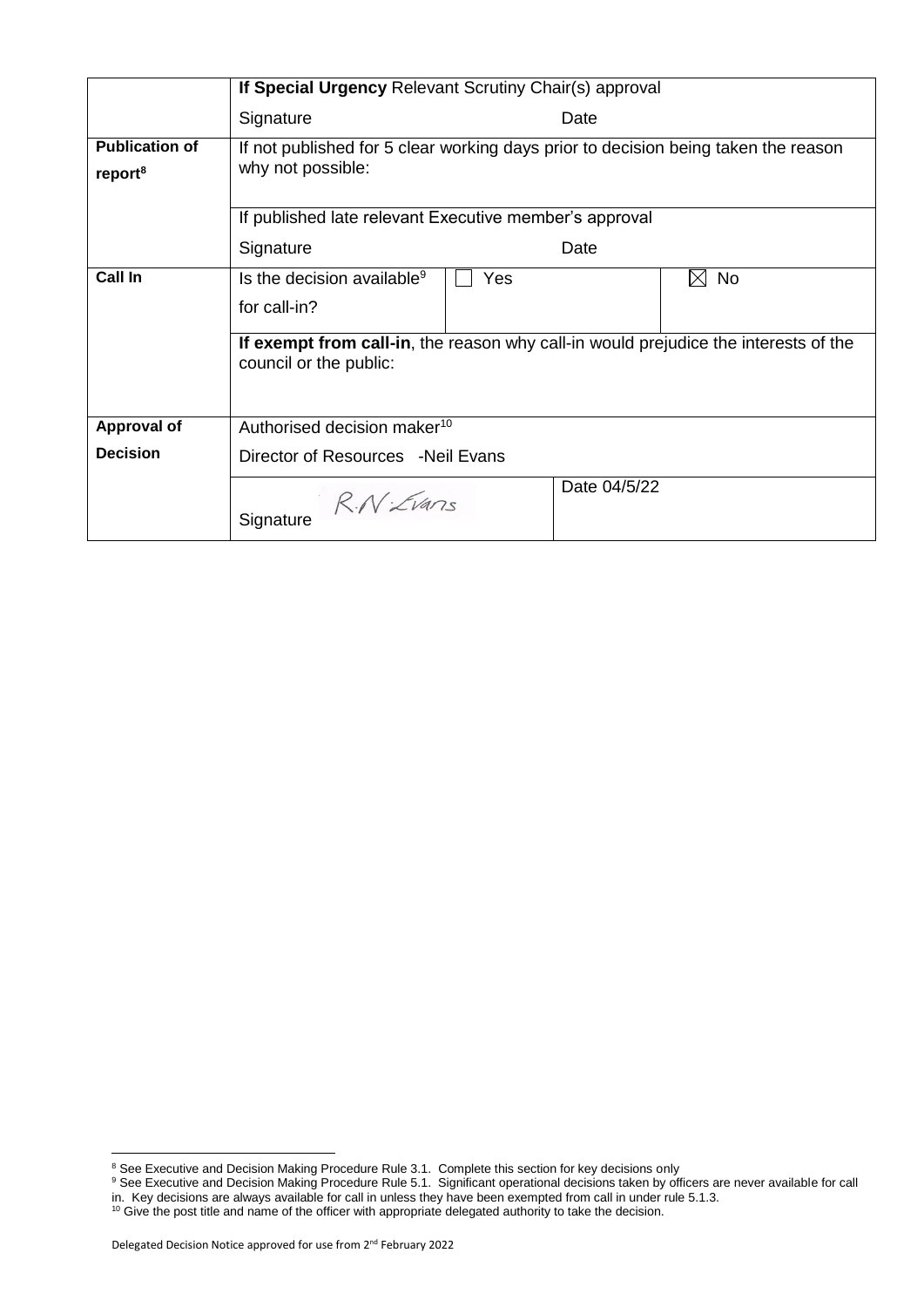| | | | |
|---|---|---|---|
| | **If Special Urgency** Relevant Scrutiny Chair(s) approval<br>Signature Date | | |
| **Publication of report**[8] | If not published for 5 clear working days prior to decision being taken the reason why not possible: | | |
| | If published late relevant Executive member's approval<br>Signature Date | | |
| **Call In** | Is the decision available[9] for call-in? | ☐ Yes | ☒ No |
| | **If exempt from call-in**, the reason why call-in would prejudice the interests of the council or the public: | | |
| **Approval of Decision** | Authorised decision maker[10]<br>Director of Resources -Neil Evans | | |
| | Signature R.N. Evans | Date 04/5/22 | |

[8] See Executive and Decision Making Procedure Rule 3.1. Complete this section for key decisions only

[9] See Executive and Decision Making Procedure Rule 5.1. Significant operational decisions taken by officers are never available for call in. Key decisions are always available for call in unless they have been exempted from call in under rule 5.1.3.

[10] Give the post title and name of the officer with appropriate delegated authority to take the decision.

Delegated Decision Notice approved for use from 2nd February 2022